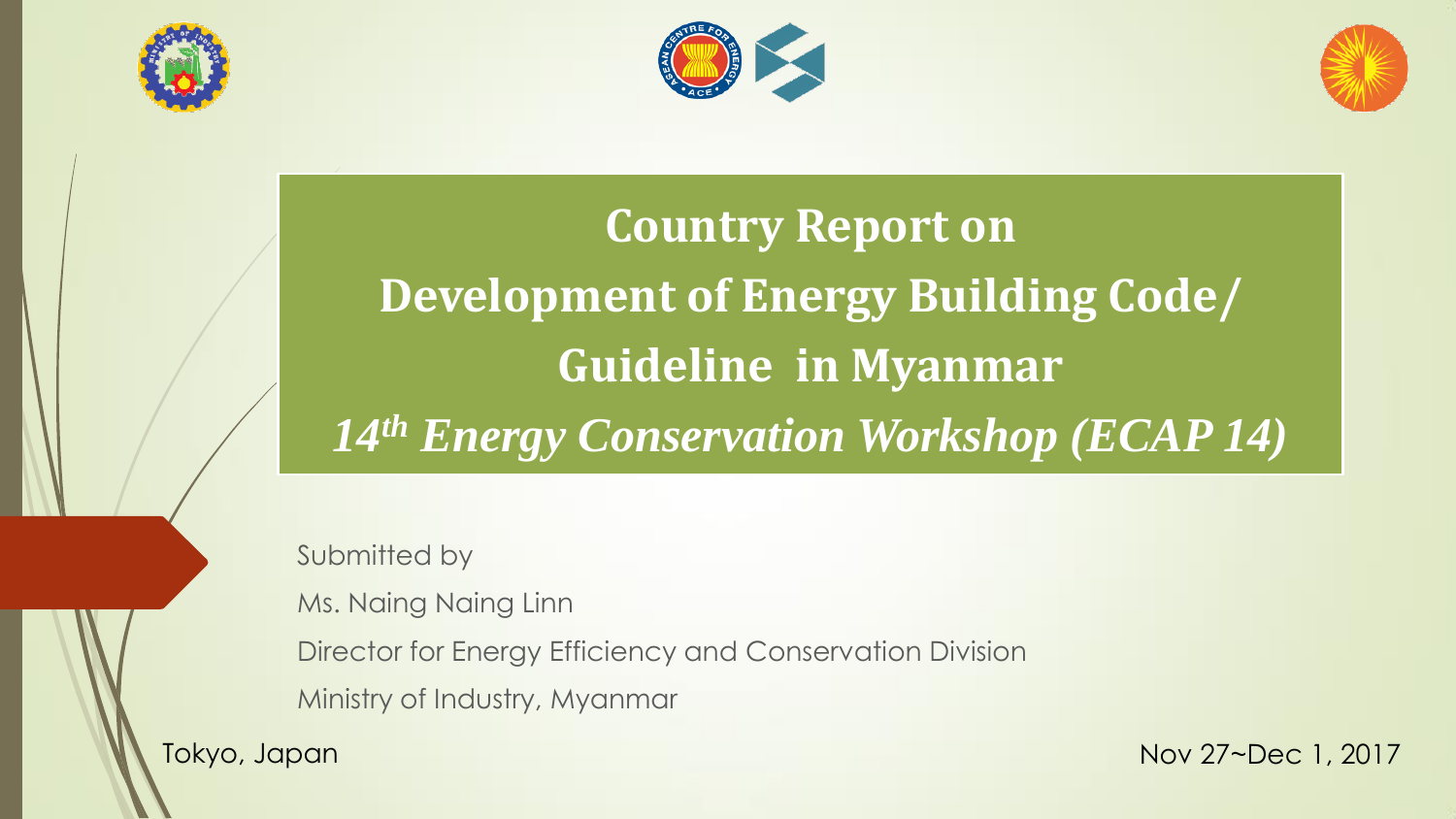# Country Report on Development of Energy Building Code/ Guideline in Myanmar

***14th Energy Conservation Workshop (ECAP 14)***

Submitted by

Ms. Naing Naing Linn

Director for Energy Efficiency and Conservation Division

Ministry of Industry, Myanmar

Tokyo, Japan

Nov 27~Dec 1, 2017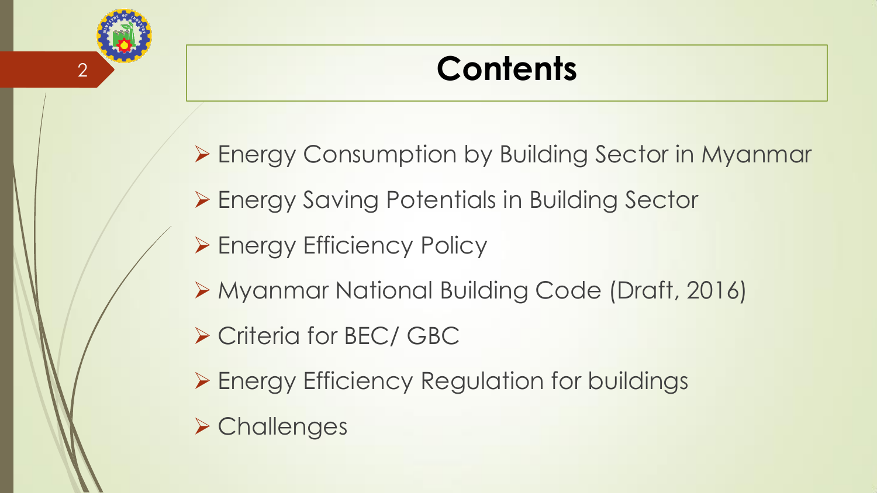# Contents

- Energy Consumption by Building Sector in Myanmar
- Energy Saving Potentials in Building Sector
- Energy Efficiency Policy
- Myanmar National Building Code (Draft, 2016)
- Criteria for BEC/ GBC
- Energy Efficiency Regulation for buildings
- Challenges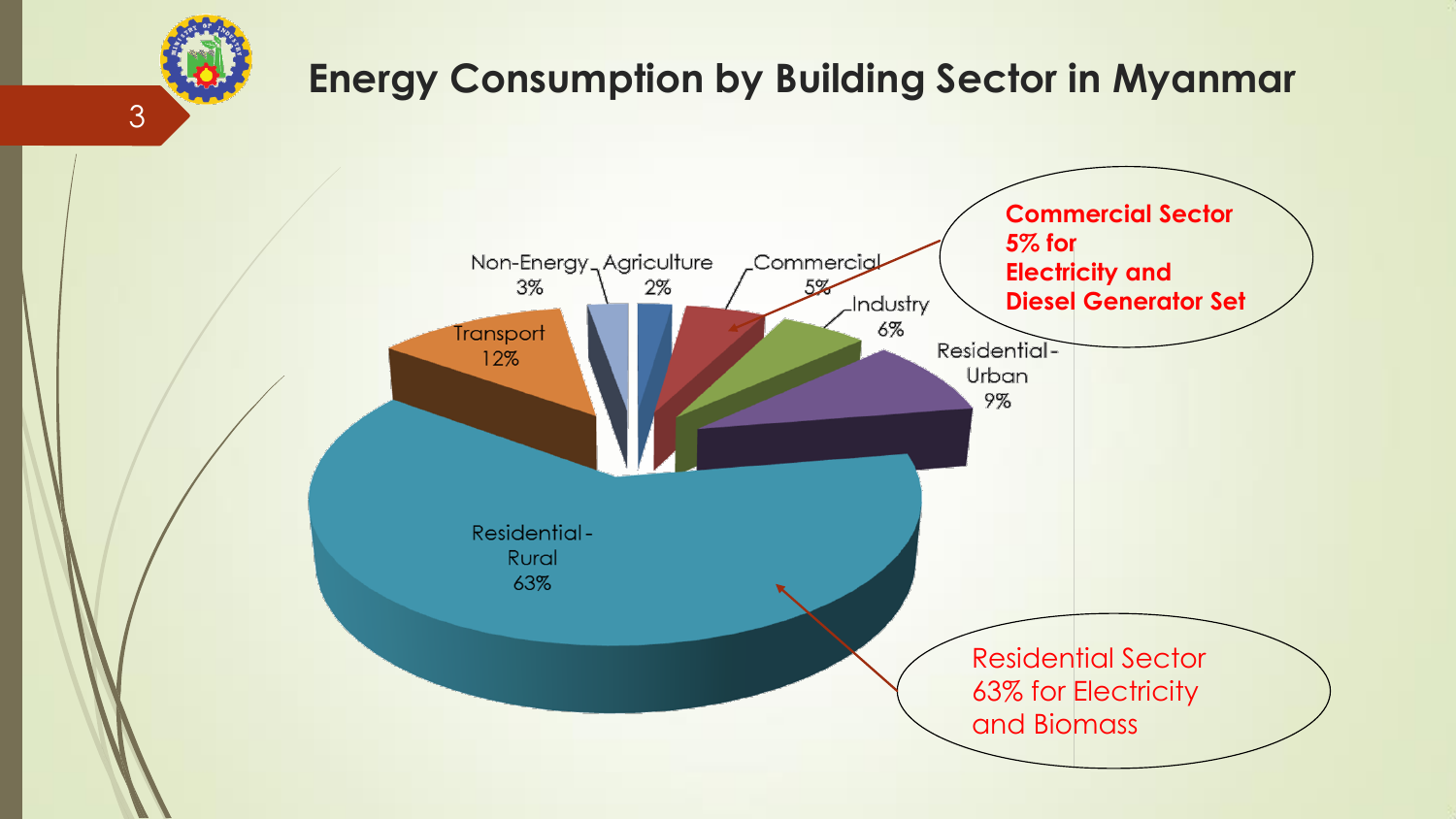# Energy Consumption by Building Sector in Myanmar

| Sector | Share |
|---|---|
| Residential-Rural | 63% |
| Transport | 12% |
| Residential-Urban | 9% |
| Industry | 6% |
| Commercial | 5% |
| Non-Energy | 3% |
| Agriculture | 2% |

**Commercial Sector 5% for Electricity and Diesel Generator Set**

Residential Sector 63% for Electricity and Biomass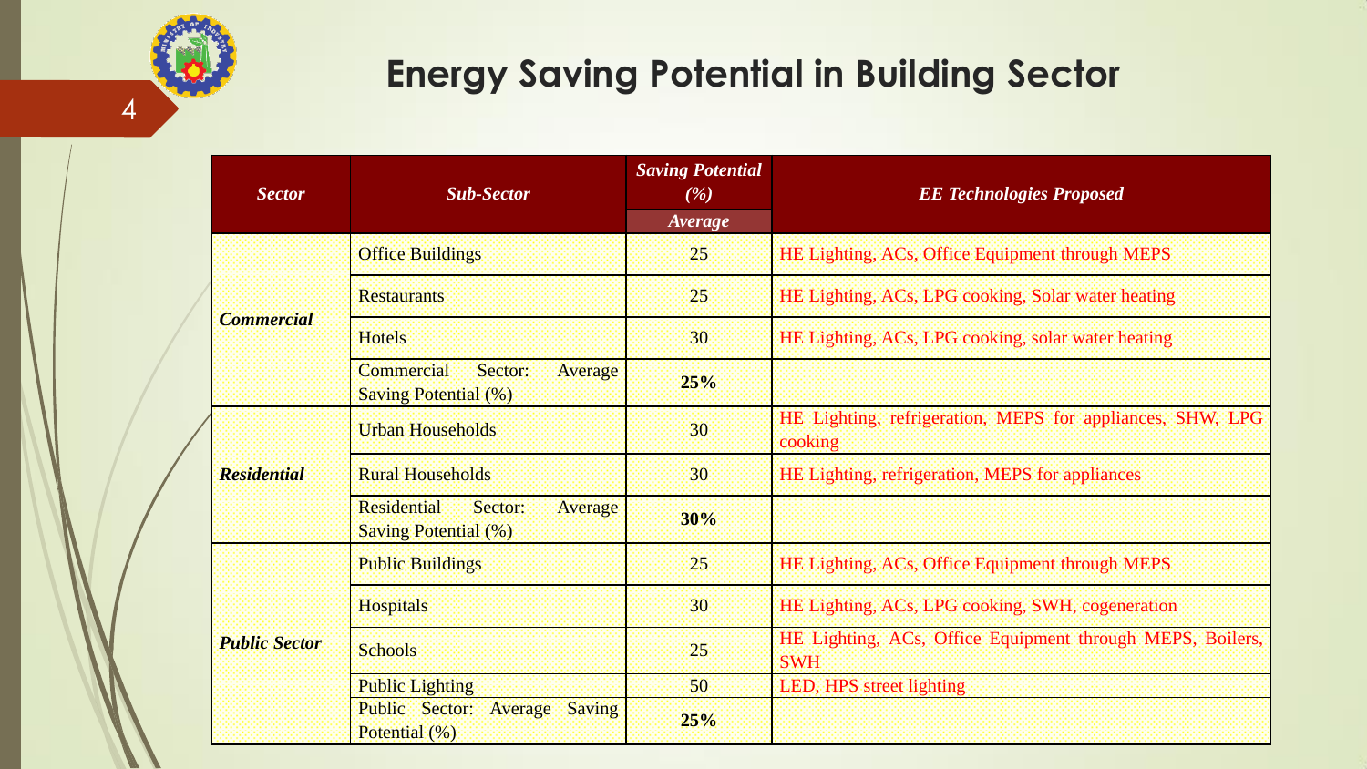# Energy Saving Potential in Building Sector

| *Sector* | *Sub-Sector* | *Saving Potential (%)* | *EE Technologies Proposed* |
|---|---|---|---|
| | | *Average* | |
| ***Commercial*** | Office Buildings | 25 | HE Lighting, ACs, Office Equipment through MEPS |
| | Restaurants | 25 | HE Lighting, ACs, LPG cooking, Solar water heating |
| | Hotels | 30 | HE Lighting, ACs, LPG cooking, solar water heating |
| | Commercial Sector: Average Saving Potential (%) | **25%** | |
| ***Residential*** | Urban Households | 30 | HE Lighting, refrigeration, MEPS for appliances, SHW, LPG cooking |
| | Rural Households | 30 | HE Lighting, refrigeration, MEPS for appliances |
| | Residential Sector: Average Saving Potential (%) | **30%** | |
| ***Public Sector*** | Public Buildings | 25 | HE Lighting, ACs, Office Equipment through MEPS |
| | Hospitals | 30 | HE Lighting, ACs, LPG cooking, SWH, cogeneration |
| | Schools | 25 | HE Lighting, ACs, Office Equipment through MEPS, Boilers, SWH |
| | Public Lighting | 50 | LED, HPS street lighting |
| | Public Sector: Average Saving Potential (%) | **25%** | |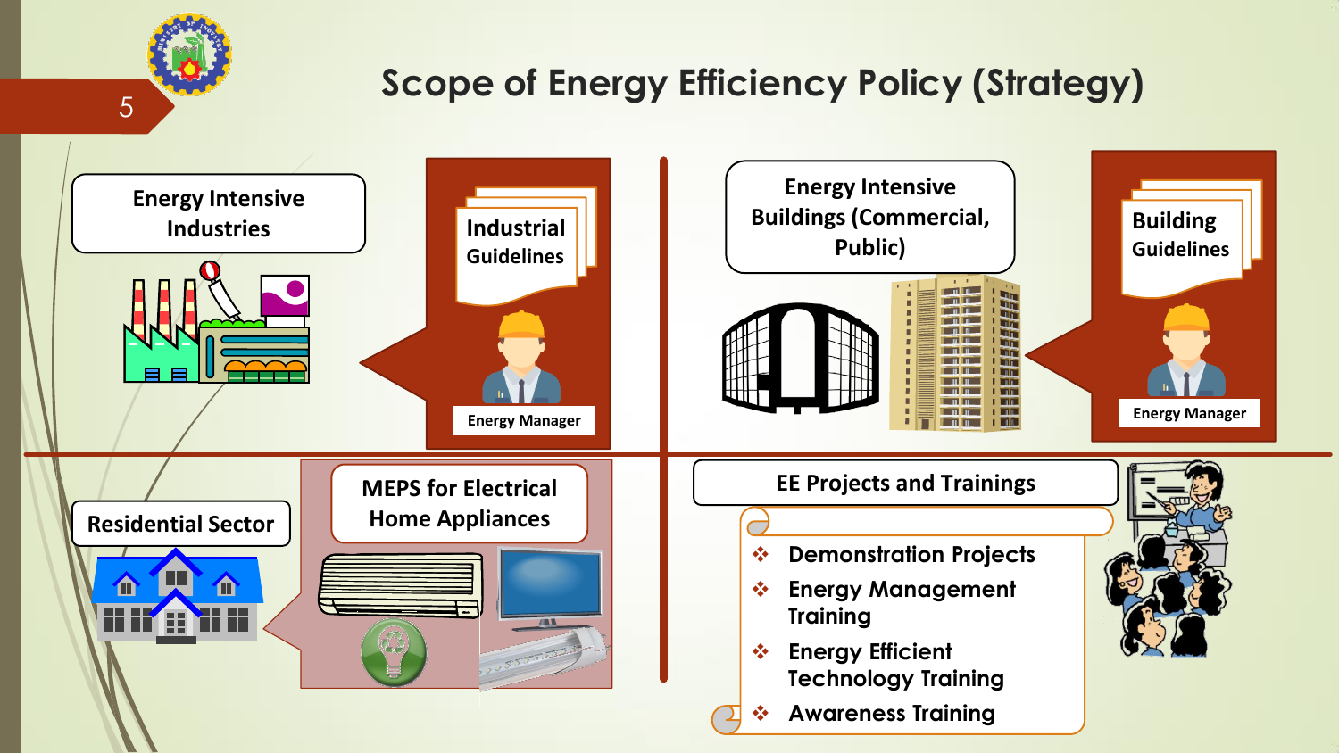# Scope of Energy Efficiency Policy (Strategy)

## Energy Intensive Industries

**Industrial Guidelines**

Energy Manager

## Energy Intensive Buildings (Commercial, Public)

**Building Guidelines**

Energy Manager

## Residential Sector

**MEPS for Electrical Home Appliances**

## EE Projects and Trainings

- Demonstration Projects
- Energy Management Training
- Energy Efficient Technology Training
- Awareness Training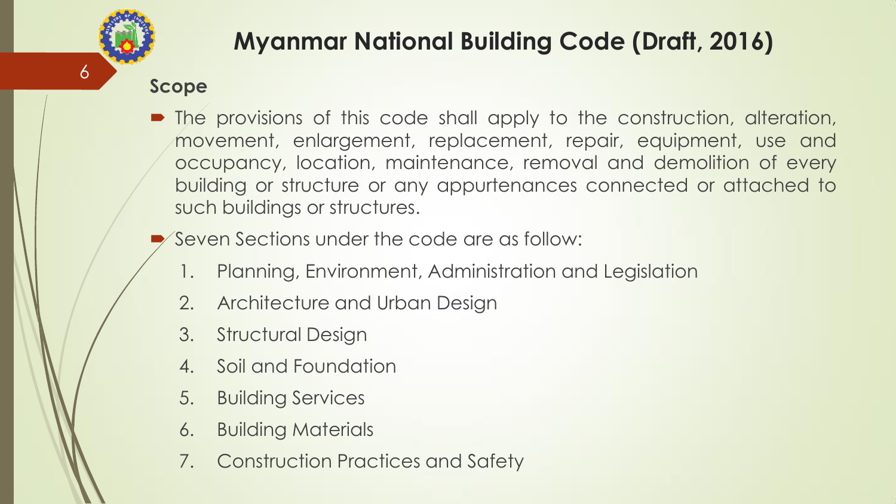# Myanmar National Building Code (Draft, 2016)

## Scope

- The provisions of this code shall apply to the construction, alteration, movement, enlargement, replacement, repair, equipment, use and occupancy, location, maintenance, removal and demolition of every building or structure or any appurtenances connected or attached to such buildings or structures.
- Seven Sections under the code are as follow:
  1. Planning, Environment, Administration and Legislation
  2. Architecture and Urban Design
  3. Structural Design
  4. Soil and Foundation
  5. Building Services
  6. Building Materials
  7. Construction Practices and Safety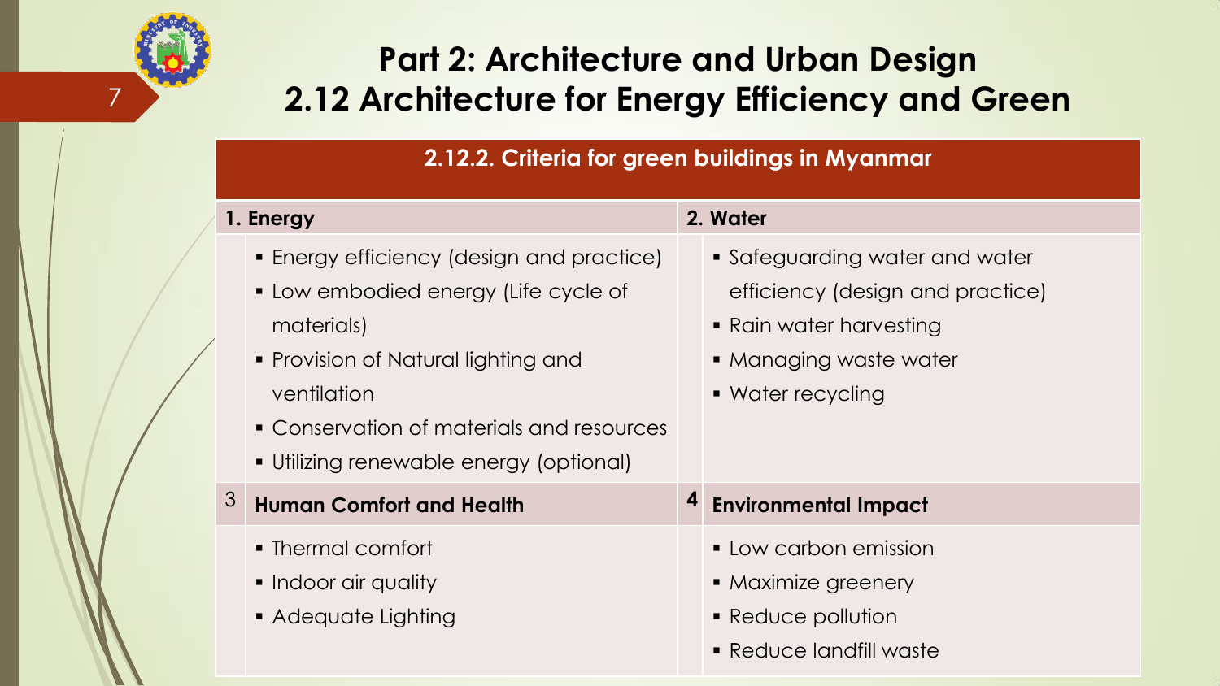# Part 2: Architecture and Urban Design
## 2.12 Architecture for Energy Efficiency and Green

### 2.12.2. Criteria for green buildings in Myanmar

**1. Energy**

- Energy efficiency (design and practice)
- Low embodied energy (Life cycle of materials)
- Provision of Natural lighting and ventilation
- Conservation of materials and resources
- Utilizing renewable energy (optional)

**2. Water**

- Safeguarding water and water efficiency (design and practice)
- Rain water harvesting
- Managing waste water
- Water recycling

**3 Human Comfort and Health**

- Thermal comfort
- Indoor air quality
- Adequate Lighting

**4 Environmental Impact**

- Low carbon emission
- Maximize greenery
- Reduce pollution
- Reduce landfill waste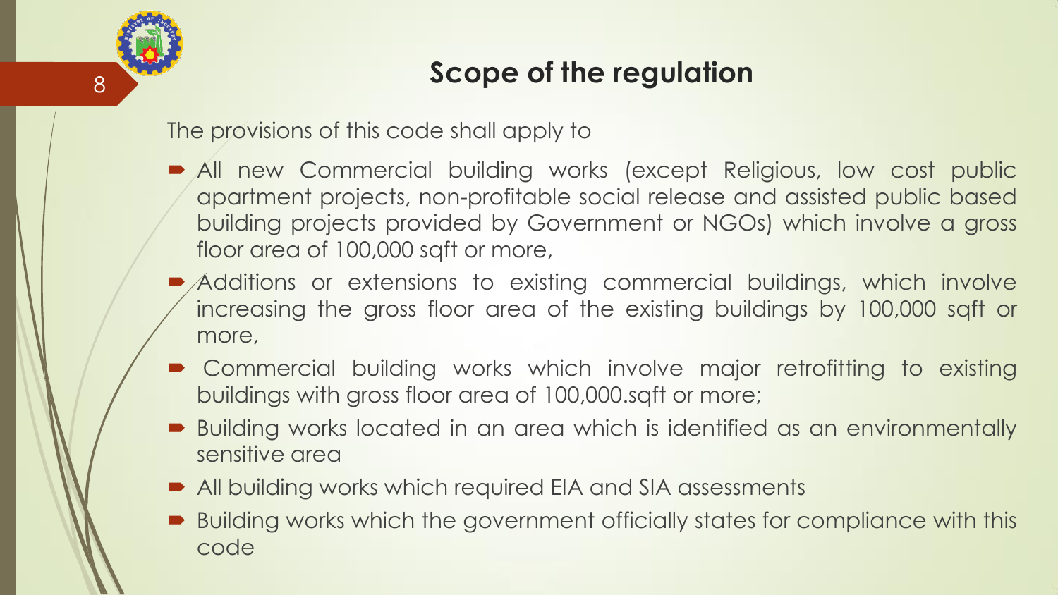## Scope of the regulation

The provisions of this code shall apply to

- All new Commercial building works (except Religious, low cost public apartment projects, non-profitable social release and assisted public based building projects provided by Government or NGOs) which involve a gross floor area of 100,000 sqft or more,
- Additions or extensions to existing commercial buildings, which involve increasing the gross floor area of the existing buildings by 100,000 sqft or more,
- Commercial building works which involve major retrofitting to existing buildings with gross floor area of 100,000.sqft or more;
- Building works located in an area which is identified as an environmentally sensitive area
- All building works which required EIA and SIA assessments
- Building works which the government officially states for compliance with this code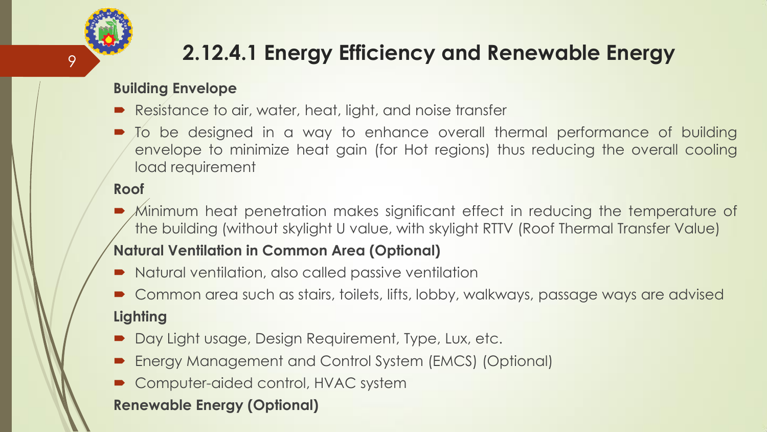# 2.12.4.1 Energy Efficiency and Renewable Energy

**Building Envelope**

- Resistance to air, water, heat, light, and noise transfer
- To be designed in a way to enhance overall thermal performance of building envelope to minimize heat gain (for Hot regions) thus reducing the overall cooling load requirement

**Roof**

- Minimum heat penetration makes significant effect in reducing the temperature of the building (without skylight U value, with skylight RTTV (Roof Thermal Transfer Value)

**Natural Ventilation in Common Area (Optional)**

- Natural ventilation, also called passive ventilation
- Common area such as stairs, toilets, lifts, lobby, walkways, passage ways are advised

**Lighting**

- Day Light usage, Design Requirement, Type, Lux, etc.
- Energy Management and Control System (EMCS) (Optional)
- Computer-aided control, HVAC system

**Renewable Energy (Optional)**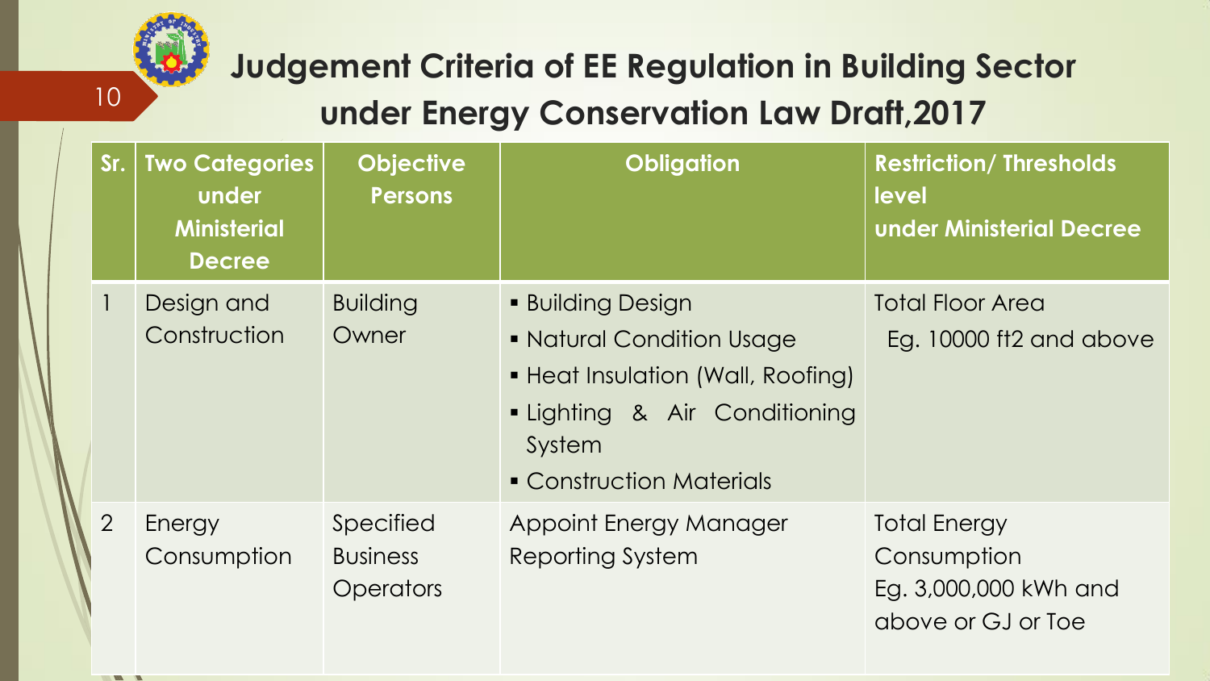# Judgement Criteria of EE Regulation in Building Sector under Energy Conservation Law Draft,2017

| Sr. | Two Categories under Ministerial Decree | Objective Persons | Obligation | Restriction/ Thresholds level under Ministerial Decree |
|---|---|---|---|---|
| 1 | Design and Construction | Building Owner | ▪ Building Design<br>▪ Natural Condition Usage<br>▪ Heat Insulation (Wall, Roofing)<br>▪ Lighting & Air Conditioning System<br>▪ Construction Materials | Total Floor Area<br>Eg. 10000 ft2 and above |
| 2 | Energy Consumption | Specified Business Operators | Appoint Energy Manager<br>Reporting System | Total Energy Consumption<br>Eg. 3,000,000 kWh and above or GJ or Toe |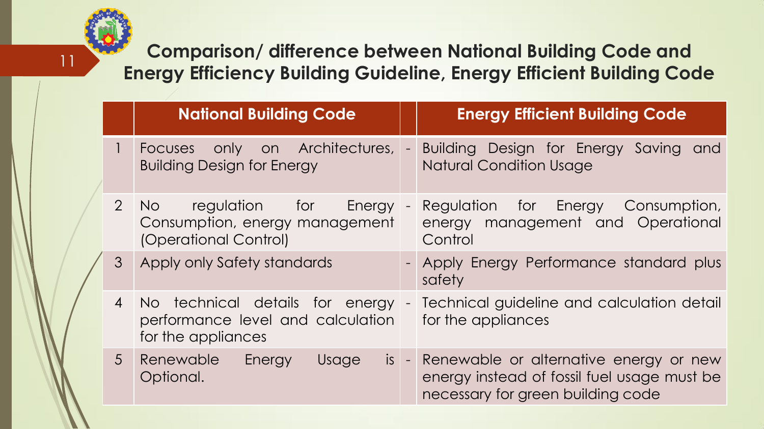## Comparison/ difference between National Building Code and Energy Efficiency Building Guideline, Energy Efficient Building Code

| | National Building Code | | Energy Efficient Building Code |
|---|---|---|---|
| 1 | Focuses only on Architectures, Building Design for Energy | - | Building Design for Energy Saving and Natural Condition Usage |
| 2 | No regulation for Energy Consumption, energy management (Operational Control) | - | Regulation for Energy Consumption, energy management and Operational Control |
| 3 | Apply only Safety standards | - | Apply Energy Performance standard plus safety |
| 4 | No technical details for energy performance level and calculation for the appliances | - | Technical guideline and calculation detail for the appliances |
| 5 | Renewable Energy Usage is Optional. | - | Renewable or alternative energy or new energy instead of fossil fuel usage must be necessary for green building code |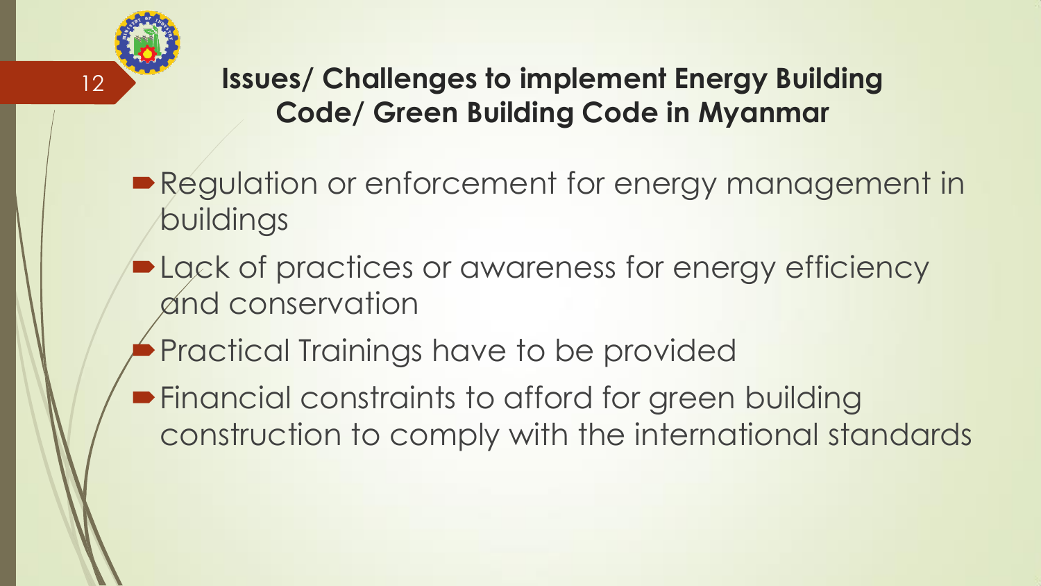## Issues/ Challenges to implement Energy Building Code/ Green Building Code in Myanmar

- Regulation or enforcement for energy management in buildings
- Lack of practices or awareness for energy efficiency and conservation
- Practical Trainings have to be provided
- Financial constraints to afford for green building construction to comply with the international standards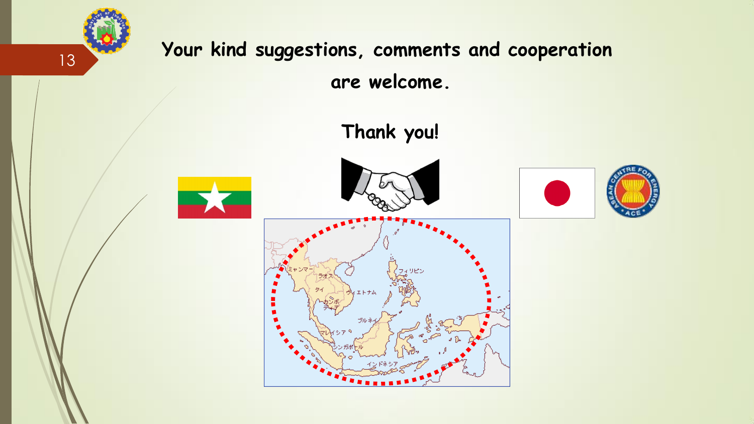Your kind suggestions, comments and cooperation are welcome.

Thank you!